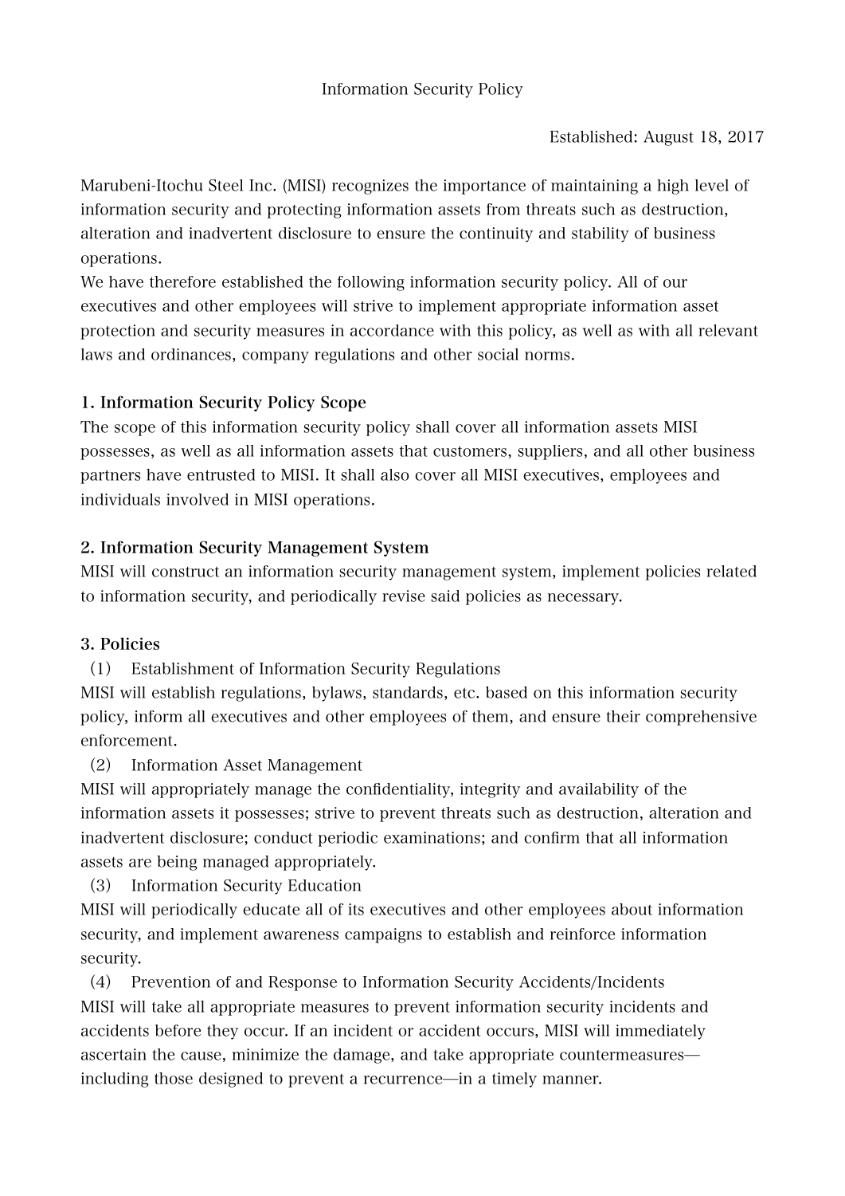# Information Security Policy

Established: August 18, 2017

Marubeni-Itochu Steel Inc. (MISI) recognizes the importance of maintaining a high level of information security and protecting information assets from threats such as destruction, alteration and inadvertent disclosure to ensure the continuity and stability of business operations.
We have therefore established the following information security policy. All of our executives and other employees will strive to implement appropriate information asset protection and security measures in accordance with this policy, as well as with all relevant laws and ordinances, company regulations and other social norms.

## 1. Information Security Policy Scope

The scope of this information security policy shall cover all information assets MISI possesses, as well as all information assets that customers, suppliers, and all other business partners have entrusted to MISI. It shall also cover all MISI executives, employees and individuals involved in MISI operations.

## 2. Information Security Management System

MISI will construct an information security management system, implement policies related to information security, and periodically revise said policies as necessary.

## 3. Policies

(1) Establishment of Information Security Regulations

MISI will establish regulations, bylaws, standards, etc. based on this information security policy, inform all executives and other employees of them, and ensure their comprehensive enforcement.

(2) Information Asset Management

MISI will appropriately manage the confidentiality, integrity and availability of the information assets it possesses; strive to prevent threats such as destruction, alteration and inadvertent disclosure; conduct periodic examinations; and confirm that all information assets are being managed appropriately.

(3) Information Security Education

MISI will periodically educate all of its executives and other employees about information security, and implement awareness campaigns to establish and reinforce information security.

(4) Prevention of and Response to Information Security Accidents/Incidents

MISI will take all appropriate measures to prevent information security incidents and accidents before they occur. If an incident or accident occurs, MISI will immediately ascertain the cause, minimize the damage, and take appropriate countermeasures—including those designed to prevent a recurrence—in a timely manner.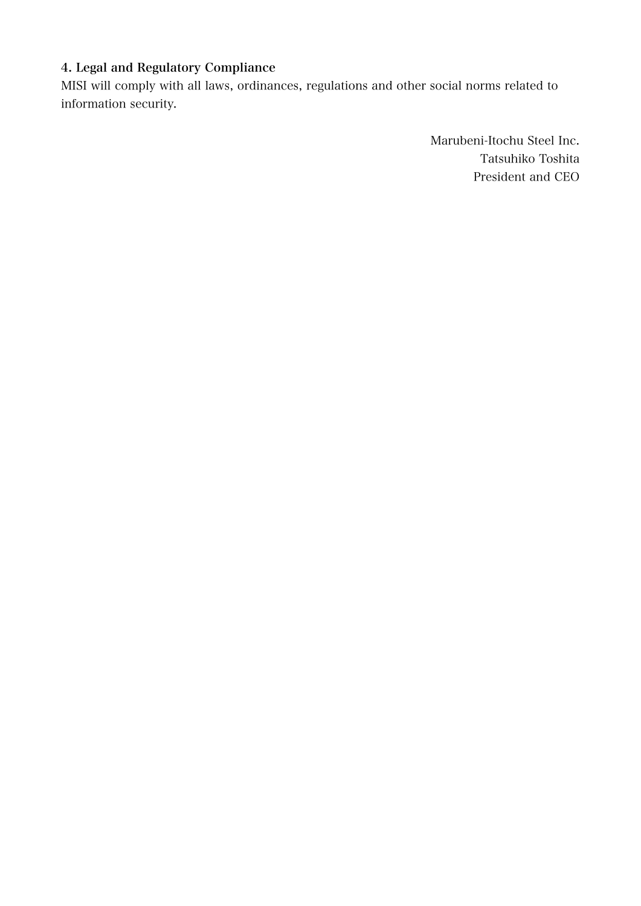**4. Legal and Regulatory Compliance**

MISI will comply with all laws, ordinances, regulations and other social norms related to information security.

Marubeni-Itochu Steel Inc.
Tatsuhiko Toshita
President and CEO